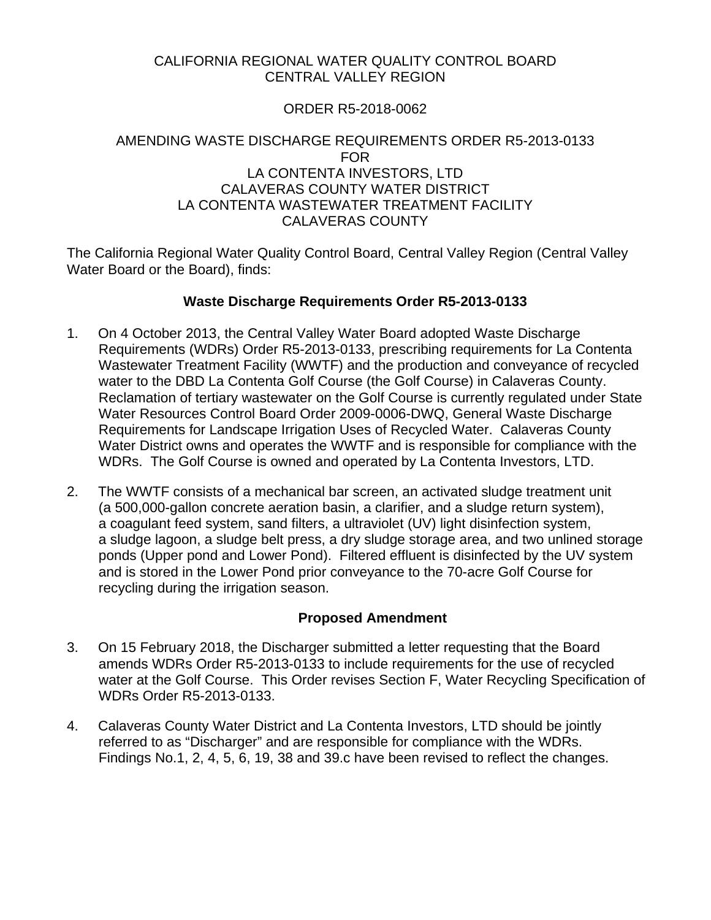CALIFORNIA REGIONAL WATER QUALITY CONTROL BOARD
CENTRAL VALLEY REGION

ORDER R5-2018-0062

AMENDING WASTE DISCHARGE REQUIREMENTS ORDER R5-2013-0133
FOR
LA CONTENTA INVESTORS, LTD
CALAVERAS COUNTY WATER DISTRICT
LA CONTENTA WASTEWATER TREATMENT FACILITY
CALAVERAS COUNTY

The California Regional Water Quality Control Board, Central Valley Region (Central Valley Water Board or the Board), finds:

## Waste Discharge Requirements Order R5-2013-0133

1. On 4 October 2013, the Central Valley Water Board adopted Waste Discharge Requirements (WDRs) Order R5-2013-0133, prescribing requirements for La Contenta Wastewater Treatment Facility (WWTF) and the production and conveyance of recycled water to the DBD La Contenta Golf Course (the Golf Course) in Calaveras County. Reclamation of tertiary wastewater on the Golf Course is currently regulated under State Water Resources Control Board Order 2009-0006-DWQ, General Waste Discharge Requirements for Landscape Irrigation Uses of Recycled Water. Calaveras County Water District owns and operates the WWTF and is responsible for compliance with the WDRs. The Golf Course is owned and operated by La Contenta Investors, LTD.

2. The WWTF consists of a mechanical bar screen, an activated sludge treatment unit (a 500,000-gallon concrete aeration basin, a clarifier, and a sludge return system), a coagulant feed system, sand filters, a ultraviolet (UV) light disinfection system, a sludge lagoon, a sludge belt press, a dry sludge storage area, and two unlined storage ponds (Upper pond and Lower Pond). Filtered effluent is disinfected by the UV system and is stored in the Lower Pond prior conveyance to the 70-acre Golf Course for recycling during the irrigation season.

## Proposed Amendment

3. On 15 February 2018, the Discharger submitted a letter requesting that the Board amends WDRs Order R5-2013-0133 to include requirements for the use of recycled water at the Golf Course. This Order revises Section F, Water Recycling Specification of WDRs Order R5-2013-0133.

4. Calaveras County Water District and La Contenta Investors, LTD should be jointly referred to as "Discharger" and are responsible for compliance with the WDRs. Findings No.1, 2, 4, 5, 6, 19, 38 and 39.c have been revised to reflect the changes.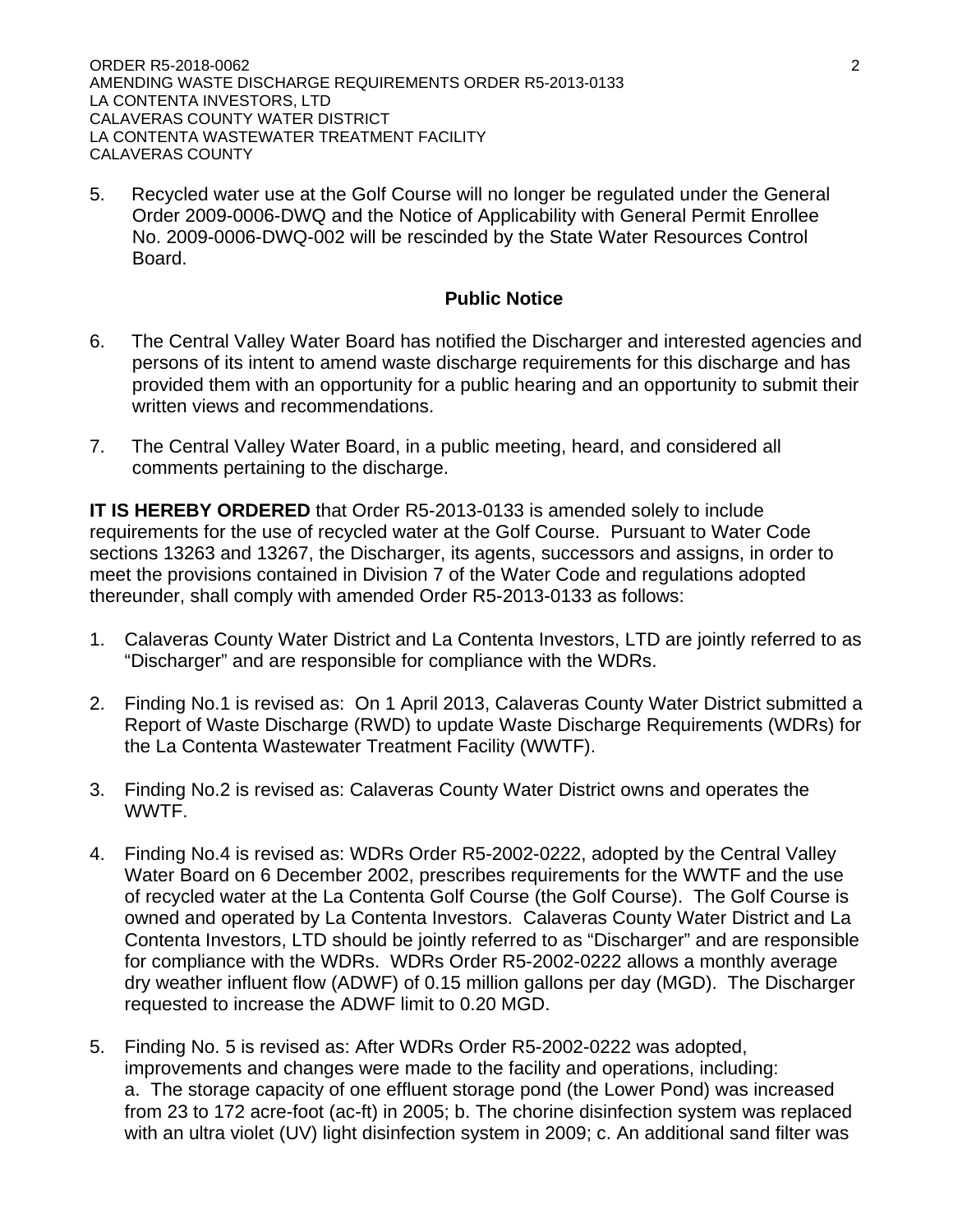5. Recycled water use at the Golf Course will no longer be regulated under the General Order 2009-0006-DWQ and the Notice of Applicability with General Permit Enrollee No. 2009-0006-DWQ-002 will be rescinded by the State Water Resources Control Board.

**Public Notice**

6. The Central Valley Water Board has notified the Discharger and interested agencies and persons of its intent to amend waste discharge requirements for this discharge and has provided them with an opportunity for a public hearing and an opportunity to submit their written views and recommendations.

7. The Central Valley Water Board, in a public meeting, heard, and considered all comments pertaining to the discharge.

**IT IS HEREBY ORDERED** that Order R5-2013-0133 is amended solely to include requirements for the use of recycled water at the Golf Course. Pursuant to Water Code sections 13263 and 13267, the Discharger, its agents, successors and assigns, in order to meet the provisions contained in Division 7 of the Water Code and regulations adopted thereunder, shall comply with amended Order R5-2013-0133 as follows:

1. Calaveras County Water District and La Contenta Investors, LTD are jointly referred to as "Discharger" and are responsible for compliance with the WDRs.

2. Finding No.1 is revised as: On 1 April 2013, Calaveras County Water District submitted a Report of Waste Discharge (RWD) to update Waste Discharge Requirements (WDRs) for the La Contenta Wastewater Treatment Facility (WWTF).

3. Finding No.2 is revised as: Calaveras County Water District owns and operates the WWTF.

4. Finding No.4 is revised as: WDRs Order R5-2002-0222, adopted by the Central Valley Water Board on 6 December 2002, prescribes requirements for the WWTF and the use of recycled water at the La Contenta Golf Course (the Golf Course). The Golf Course is owned and operated by La Contenta Investors. Calaveras County Water District and La Contenta Investors, LTD should be jointly referred to as "Discharger" and are responsible for compliance with the WDRs. WDRs Order R5-2002-0222 allows a monthly average dry weather influent flow (ADWF) of 0.15 million gallons per day (MGD). The Discharger requested to increase the ADWF limit to 0.20 MGD.

5. Finding No. 5 is revised as: After WDRs Order R5-2002-0222 was adopted, improvements and changes were made to the facility and operations, including: a. The storage capacity of one effluent storage pond (the Lower Pond) was increased from 23 to 172 acre-foot (ac-ft) in 2005; b. The chorine disinfection system was replaced with an ultra violet (UV) light disinfection system in 2009; c. An additional sand filter was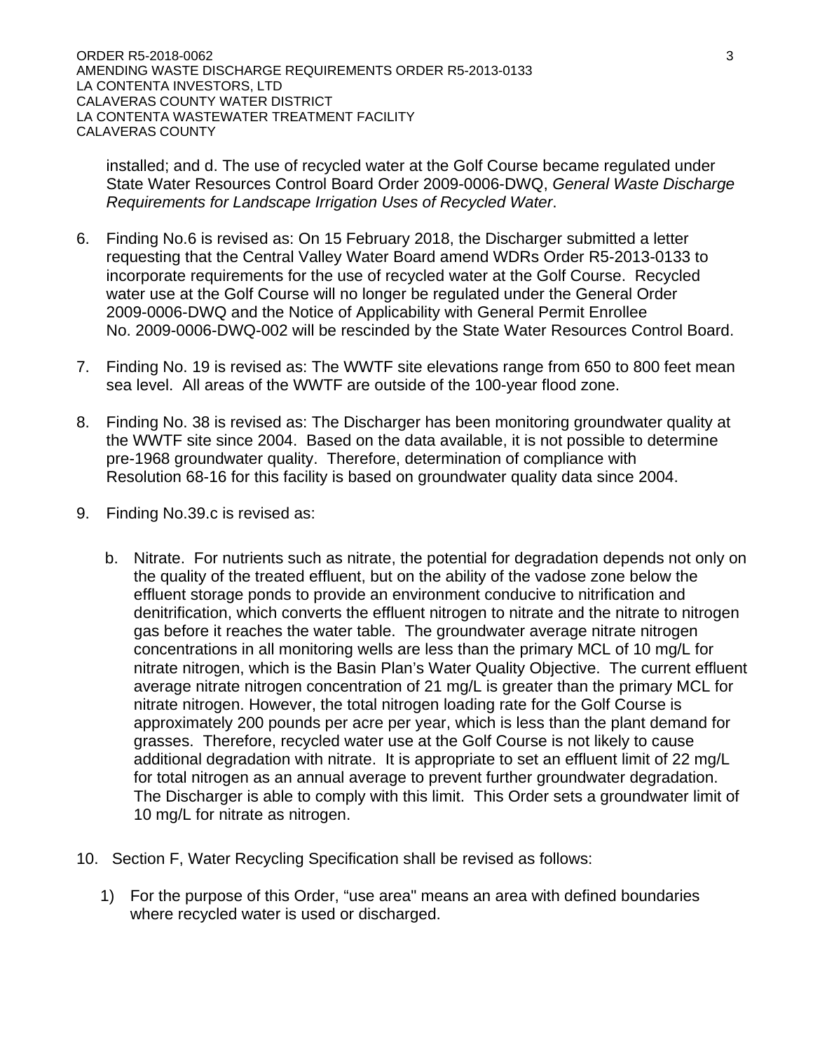installed; and d. The use of recycled water at the Golf Course became regulated under State Water Resources Control Board Order 2009-0006-DWQ, *General Waste Discharge Requirements for Landscape Irrigation Uses of Recycled Water*.

6. Finding No.6 is revised as: On 15 February 2018, the Discharger submitted a letter requesting that the Central Valley Water Board amend WDRs Order R5-2013-0133 to incorporate requirements for the use of recycled water at the Golf Course. Recycled water use at the Golf Course will no longer be regulated under the General Order 2009-0006-DWQ and the Notice of Applicability with General Permit Enrollee No. 2009-0006-DWQ-002 will be rescinded by the State Water Resources Control Board.

7. Finding No. 19 is revised as: The WWTF site elevations range from 650 to 800 feet mean sea level. All areas of the WWTF are outside of the 100-year flood zone.

8. Finding No. 38 is revised as: The Discharger has been monitoring groundwater quality at the WWTF site since 2004. Based on the data available, it is not possible to determine pre-1968 groundwater quality. Therefore, determination of compliance with Resolution 68-16 for this facility is based on groundwater quality data since 2004.

9. Finding No.39.c is revised as:

   b. Nitrate. For nutrients such as nitrate, the potential for degradation depends not only on the quality of the treated effluent, but on the ability of the vadose zone below the effluent storage ponds to provide an environment conducive to nitrification and denitrification, which converts the effluent nitrogen to nitrate and the nitrate to nitrogen gas before it reaches the water table. The groundwater average nitrate nitrogen concentrations in all monitoring wells are less than the primary MCL of 10 mg/L for nitrate nitrogen, which is the Basin Plan's Water Quality Objective. The current effluent average nitrate nitrogen concentration of 21 mg/L is greater than the primary MCL for nitrate nitrogen. However, the total nitrogen loading rate for the Golf Course is approximately 200 pounds per acre per year, which is less than the plant demand for grasses. Therefore, recycled water use at the Golf Course is not likely to cause additional degradation with nitrate. It is appropriate to set an effluent limit of 22 mg/L for total nitrogen as an annual average to prevent further groundwater degradation. The Discharger is able to comply with this limit. This Order sets a groundwater limit of 10 mg/L for nitrate as nitrogen.

10. Section F, Water Recycling Specification shall be revised as follows:

    1) For the purpose of this Order, "use area" means an area with defined boundaries where recycled water is used or discharged.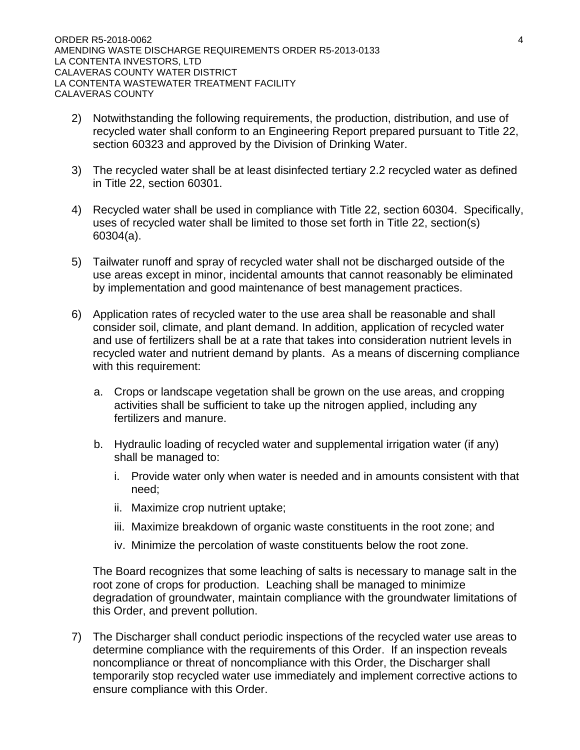2) Notwithstanding the following requirements, the production, distribution, and use of recycled water shall conform to an Engineering Report prepared pursuant to Title 22, section 60323 and approved by the Division of Drinking Water.

3) The recycled water shall be at least disinfected tertiary 2.2 recycled water as defined in Title 22, section 60301.

4) Recycled water shall be used in compliance with Title 22, section 60304. Specifically, uses of recycled water shall be limited to those set forth in Title 22, section(s) 60304(a).

5) Tailwater runoff and spray of recycled water shall not be discharged outside of the use areas except in minor, incidental amounts that cannot reasonably be eliminated by implementation and good maintenance of best management practices.

6) Application rates of recycled water to the use area shall be reasonable and shall consider soil, climate, and plant demand. In addition, application of recycled water and use of fertilizers shall be at a rate that takes into consideration nutrient levels in recycled water and nutrient demand by plants. As a means of discerning compliance with this requirement:

   a. Crops or landscape vegetation shall be grown on the use areas, and cropping activities shall be sufficient to take up the nitrogen applied, including any fertilizers and manure.

   b. Hydraulic loading of recycled water and supplemental irrigation water (if any) shall be managed to:

      i. Provide water only when water is needed and in amounts consistent with that need;

      ii. Maximize crop nutrient uptake;

      iii. Maximize breakdown of organic waste constituents in the root zone; and

      iv. Minimize the percolation of waste constituents below the root zone.

   The Board recognizes that some leaching of salts is necessary to manage salt in the root zone of crops for production. Leaching shall be managed to minimize degradation of groundwater, maintain compliance with the groundwater limitations of this Order, and prevent pollution.

7) The Discharger shall conduct periodic inspections of the recycled water use areas to determine compliance with the requirements of this Order. If an inspection reveals noncompliance or threat of noncompliance with this Order, the Discharger shall temporarily stop recycled water use immediately and implement corrective actions to ensure compliance with this Order.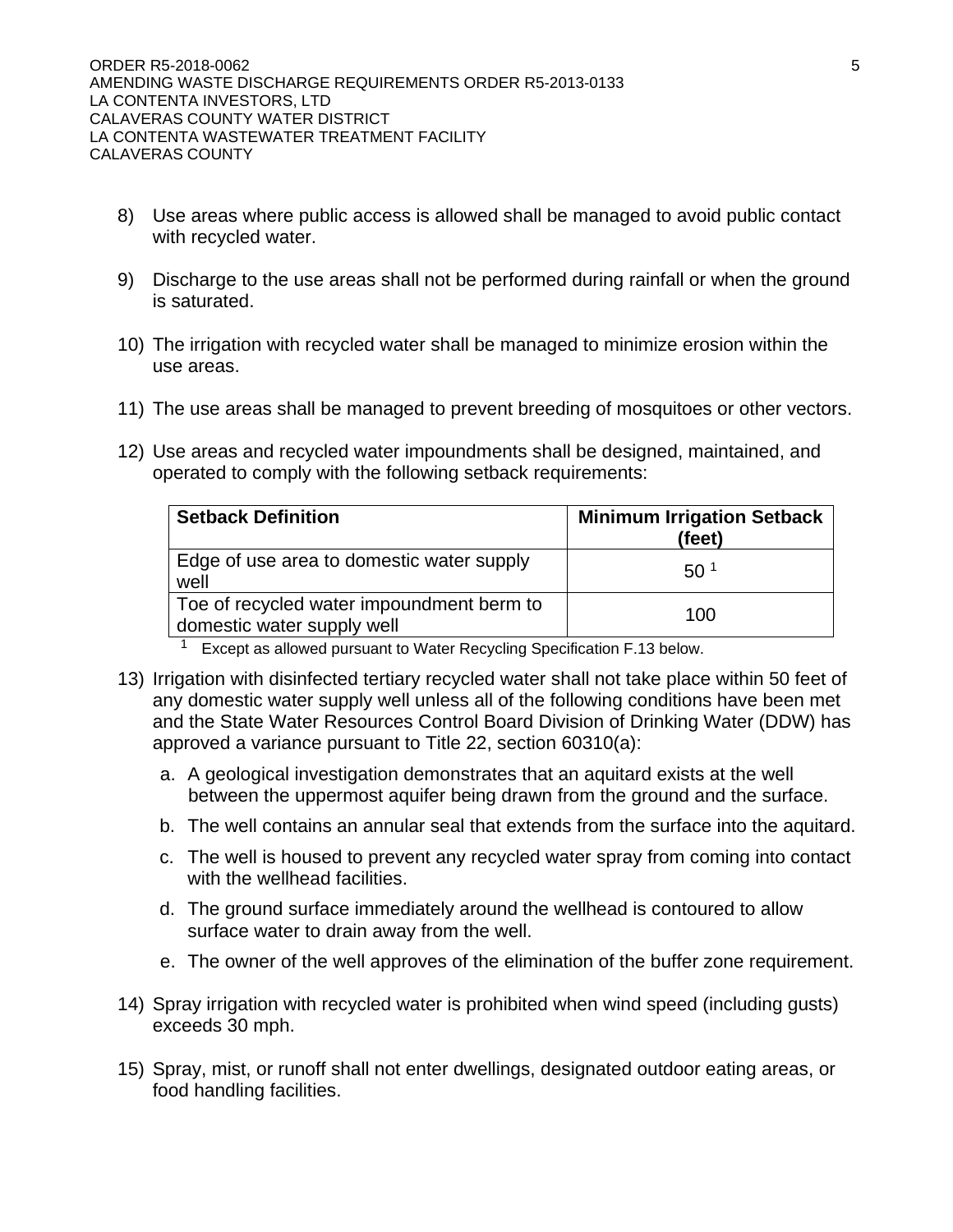8) Use areas where public access is allowed shall be managed to avoid public contact with recycled water.

9) Discharge to the use areas shall not be performed during rainfall or when the ground is saturated.

10) The irrigation with recycled water shall be managed to minimize erosion within the use areas.

11) The use areas shall be managed to prevent breeding of mosquitoes or other vectors.

12) Use areas and recycled water impoundments shall be designed, maintained, and operated to comply with the following setback requirements:

| Setback Definition | Minimum Irrigation Setback (feet) |
|---|---|
| Edge of use area to domestic water supply well | 50 [1] |
| Toe of recycled water impoundment berm to domestic water supply well | 100 |

[1] Except as allowed pursuant to Water Recycling Specification F.13 below.

13) Irrigation with disinfected tertiary recycled water shall not take place within 50 feet of any domestic water supply well unless all of the following conditions have been met and the State Water Resources Control Board Division of Drinking Water (DDW) has approved a variance pursuant to Title 22, section 60310(a):

    a. A geological investigation demonstrates that an aquitard exists at the well between the uppermost aquifer being drawn from the ground and the surface.

    b. The well contains an annular seal that extends from the surface into the aquitard.

    c. The well is housed to prevent any recycled water spray from coming into contact with the wellhead facilities.

    d. The ground surface immediately around the wellhead is contoured to allow surface water to drain away from the well.

    e. The owner of the well approves of the elimination of the buffer zone requirement.

14) Spray irrigation with recycled water is prohibited when wind speed (including gusts) exceeds 30 mph.

15) Spray, mist, or runoff shall not enter dwellings, designated outdoor eating areas, or food handling facilities.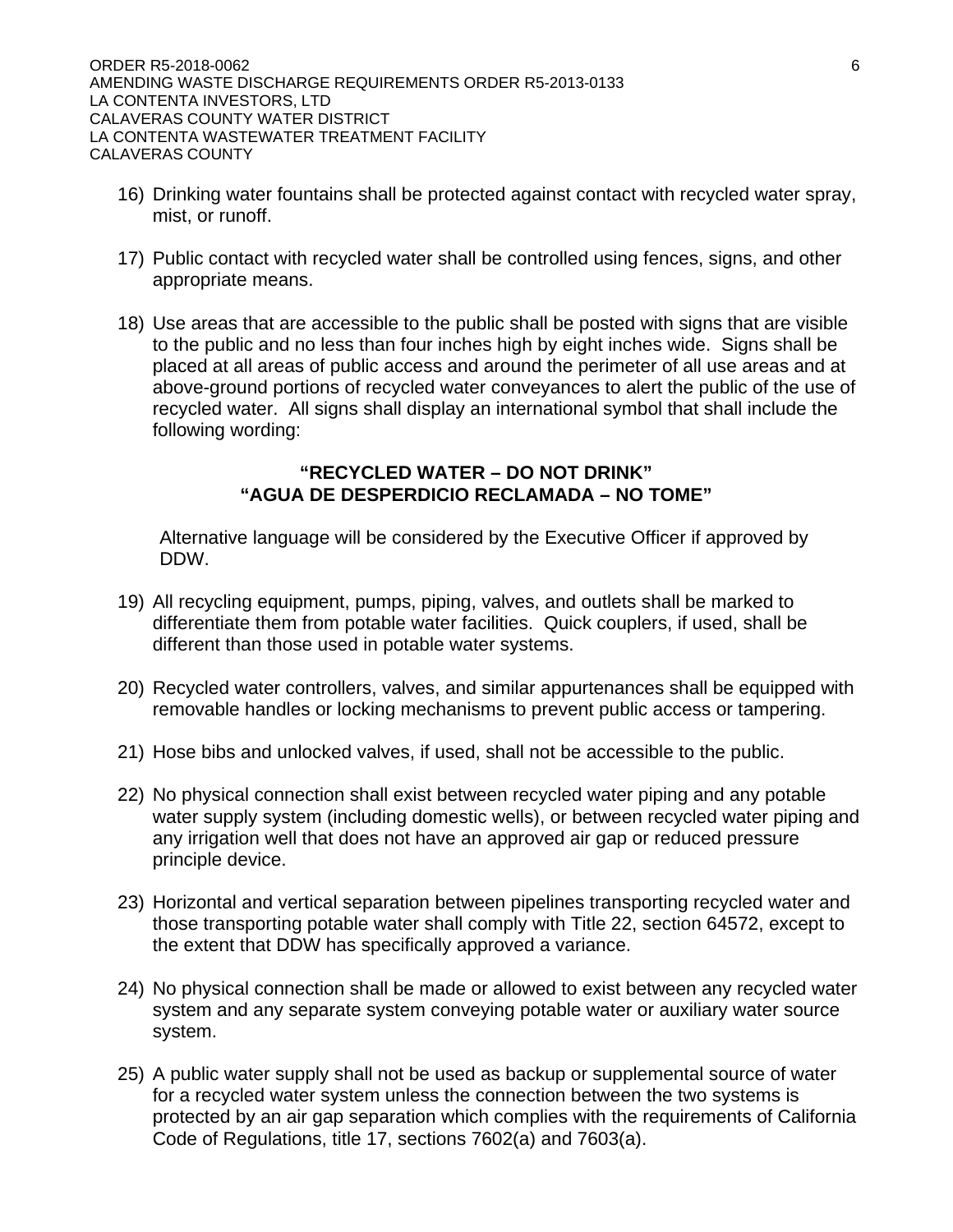16) Drinking water fountains shall be protected against contact with recycled water spray, mist, or runoff.

17) Public contact with recycled water shall be controlled using fences, signs, and other appropriate means.

18) Use areas that are accessible to the public shall be posted with signs that are visible to the public and no less than four inches high by eight inches wide. Signs shall be placed at all areas of public access and around the perimeter of all use areas and at above-ground portions of recycled water conveyances to alert the public of the use of recycled water. All signs shall display an international symbol that shall include the following wording:

    **"RECYCLED WATER – DO NOT DRINK"**
    **"AGUA DE DESPERDICIO RECLAMADA – NO TOME"**

    Alternative language will be considered by the Executive Officer if approved by DDW.

19) All recycling equipment, pumps, piping, valves, and outlets shall be marked to differentiate them from potable water facilities. Quick couplers, if used, shall be different than those used in potable water systems.

20) Recycled water controllers, valves, and similar appurtenances shall be equipped with removable handles or locking mechanisms to prevent public access or tampering.

21) Hose bibs and unlocked valves, if used, shall not be accessible to the public.

22) No physical connection shall exist between recycled water piping and any potable water supply system (including domestic wells), or between recycled water piping and any irrigation well that does not have an approved air gap or reduced pressure principle device.

23) Horizontal and vertical separation between pipelines transporting recycled water and those transporting potable water shall comply with Title 22, section 64572, except to the extent that DDW has specifically approved a variance.

24) No physical connection shall be made or allowed to exist between any recycled water system and any separate system conveying potable water or auxiliary water source system.

25) A public water supply shall not be used as backup or supplemental source of water for a recycled water system unless the connection between the two systems is protected by an air gap separation which complies with the requirements of California Code of Regulations, title 17, sections 7602(a) and 7603(a).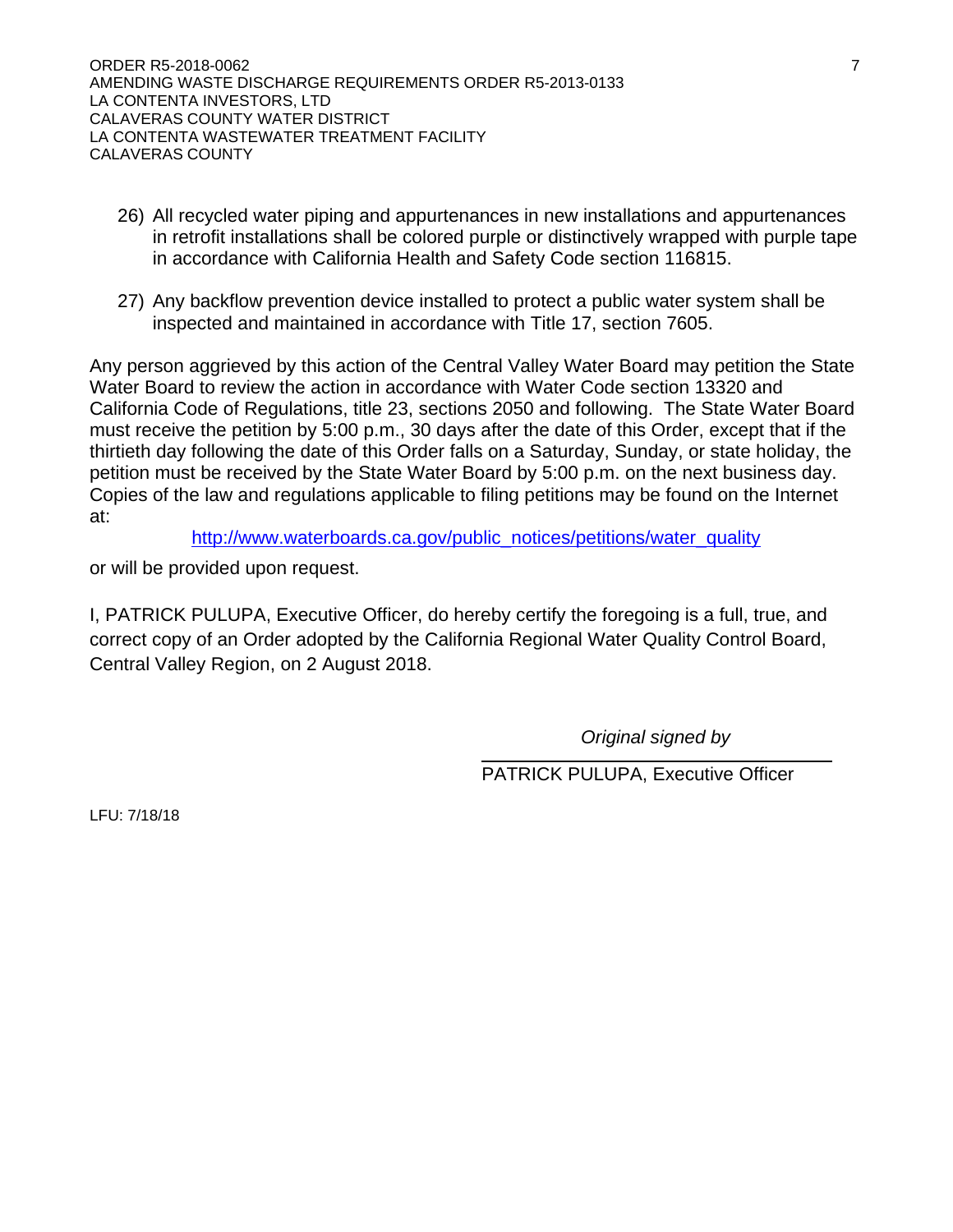26) All recycled water piping and appurtenances in new installations and appurtenances in retrofit installations shall be colored purple or distinctively wrapped with purple tape in accordance with California Health and Safety Code section 116815.

27) Any backflow prevention device installed to protect a public water system shall be inspected and maintained in accordance with Title 17, section 7605.

Any person aggrieved by this action of the Central Valley Water Board may petition the State Water Board to review the action in accordance with Water Code section 13320 and California Code of Regulations, title 23, sections 2050 and following. The State Water Board must receive the petition by 5:00 p.m., 30 days after the date of this Order, except that if the thirtieth day following the date of this Order falls on a Saturday, Sunday, or state holiday, the petition must be received by the State Water Board by 5:00 p.m. on the next business day. Copies of the law and regulations applicable to filing petitions may be found on the Internet at:

http://www.waterboards.ca.gov/public_notices/petitions/water_quality

or will be provided upon request.

I, PATRICK PULUPA, Executive Officer, do hereby certify the foregoing is a full, true, and correct copy of an Order adopted by the California Regional Water Quality Control Board, Central Valley Region, on 2 August 2018.

*Original signed by*

PATRICK PULUPA, Executive Officer

LFU: 7/18/18